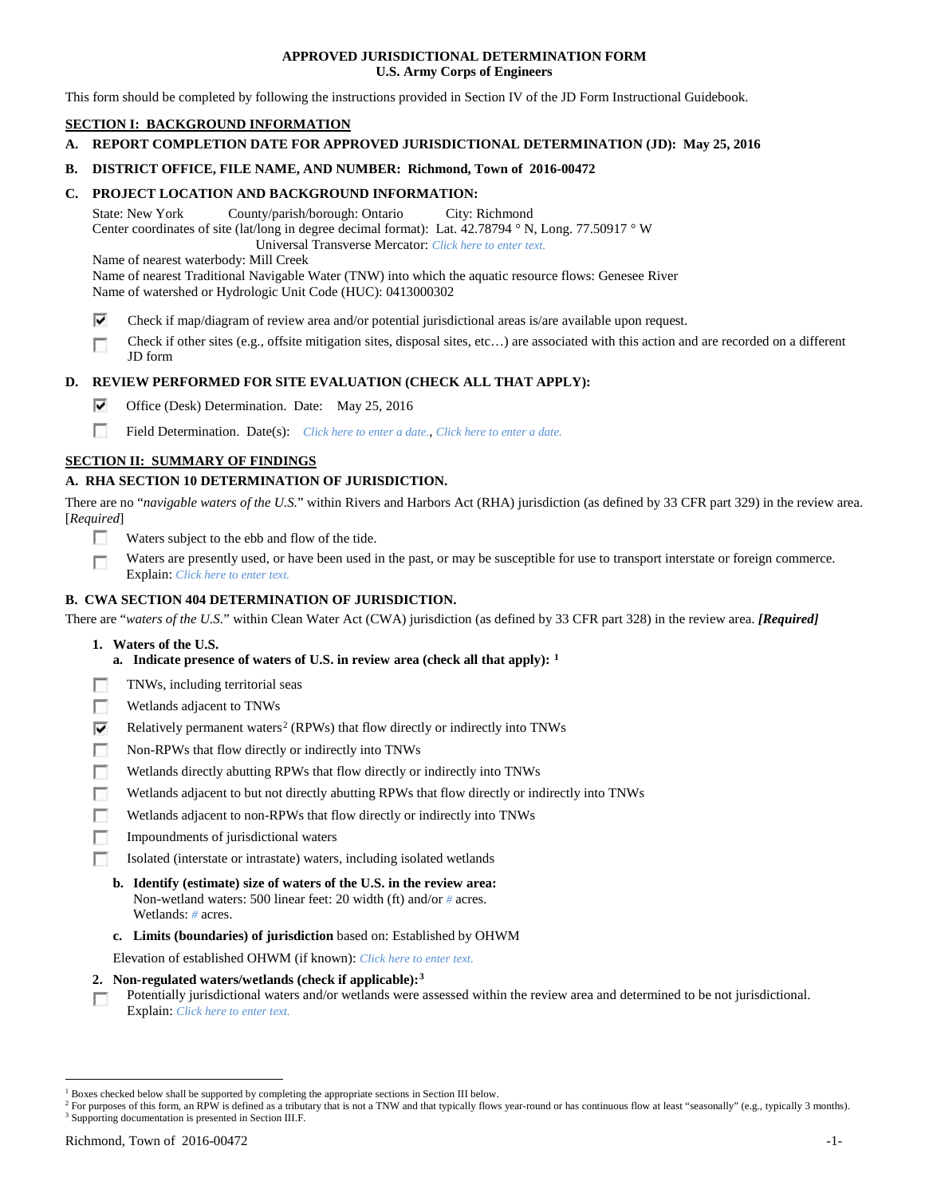# APPROVED JURISDICTIONAL DETERMINATION FORM
## U.S. Army Corps of Engineers

This form should be completed by following the instructions provided in Section IV of the JD Form Instructional Guidebook.

## SECTION I: BACKGROUND INFORMATION

**A. REPORT COMPLETION DATE FOR APPROVED JURISDICTIONAL DETERMINATION (JD): May 25, 2016**

**B. DISTRICT OFFICE, FILE NAME, AND NUMBER: Richmond, Town of 2016-00472**

**C. PROJECT LOCATION AND BACKGROUND INFORMATION:**

State: New York County/parish/borough: Ontario City: Richmond
Center coordinates of site (lat/long in degree decimal format): Lat. 42.78794 ° N, Long. 77.50917 ° W
Universal Transverse Mercator: *Click here to enter text.*
Name of nearest waterbody: Mill Creek
Name of nearest Traditional Navigable Water (TNW) into which the aquatic resource flows: Genesee River
Name of watershed or Hydrologic Unit Code (HUC): 0413000302

- [x] Check if map/diagram of review area and/or potential jurisdictional areas is/are available upon request.
- [ ] Check if other sites (e.g., offsite mitigation sites, disposal sites, etc…) are associated with this action and are recorded on a different JD form

**D. REVIEW PERFORMED FOR SITE EVALUATION (CHECK ALL THAT APPLY):**

- [x] Office (Desk) Determination. Date: May 25, 2016
- [ ] Field Determination. Date(s): *Click here to enter a date., Click here to enter a date.*

## SECTION II: SUMMARY OF FINDINGS

**A. RHA SECTION 10 DETERMINATION OF JURISDICTION.**

There are no "*navigable waters of the U.S.*" within Rivers and Harbors Act (RHA) jurisdiction (as defined by 33 CFR part 329) in the review area. [*Required*]

- [ ] Waters subject to the ebb and flow of the tide.
- [ ] Waters are presently used, or have been used in the past, or may be susceptible for use to transport interstate or foreign commerce. Explain: *Click here to enter text.*

**B. CWA SECTION 404 DETERMINATION OF JURISDICTION.**

There are "*waters of the U.S.*" within Clean Water Act (CWA) jurisdiction (as defined by 33 CFR part 328) in the review area. ***[Required]***

**1. Waters of the U.S.**

**a. Indicate presence of waters of U.S. in review area (check all that apply):** [1]

- [ ] TNWs, including territorial seas
- [ ] Wetlands adjacent to TNWs
- [x] Relatively permanent waters[2] (RPWs) that flow directly or indirectly into TNWs
- [ ] Non-RPWs that flow directly or indirectly into TNWs
- [ ] Wetlands directly abutting RPWs that flow directly or indirectly into TNWs
- [ ] Wetlands adjacent to but not directly abutting RPWs that flow directly or indirectly into TNWs
- [ ] Wetlands adjacent to non-RPWs that flow directly or indirectly into TNWs
- [ ] Impoundments of jurisdictional waters
- [ ] Isolated (interstate or intrastate) waters, including isolated wetlands

**b. Identify (estimate) size of waters of the U.S. in the review area:**
Non-wetland waters: 500 linear feet: 20 width (ft) and/or *#* acres.
Wetlands: *#* acres.

**c. Limits (boundaries) of jurisdiction** based on: Established by OHWM

Elevation of established OHWM (if known): *Click here to enter text.*

**2. Non-regulated waters/wetlands (check if applicable):**[3]

- [ ] Potentially jurisdictional waters and/or wetlands were assessed within the review area and determined to be not jurisdictional. Explain: *Click here to enter text.*

---

[1] Boxes checked below shall be supported by completing the appropriate sections in Section III below.
[2] For purposes of this form, an RPW is defined as a tributary that is not a TNW and that typically flows year-round or has continuous flow at least "seasonally" (e.g., typically 3 months).
[3] Supporting documentation is presented in Section III.F.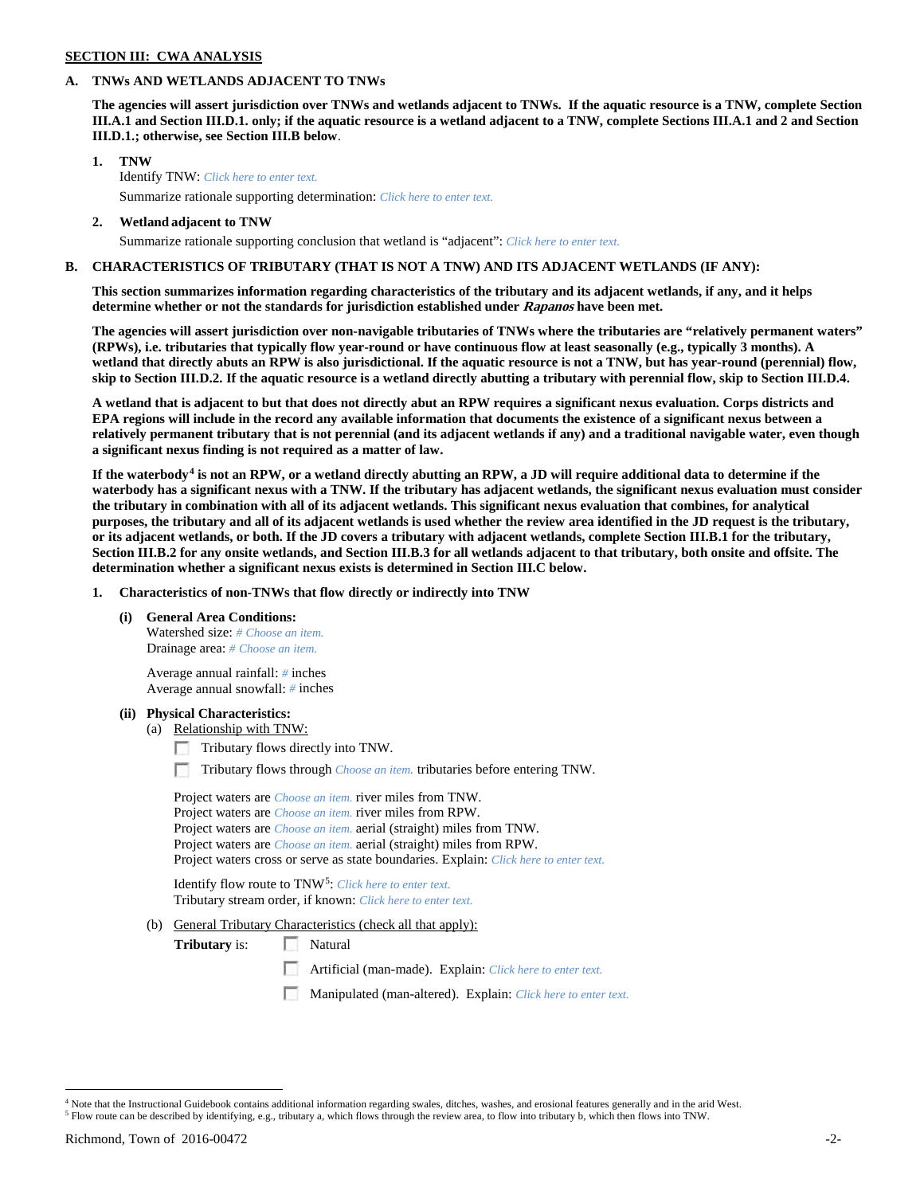**SECTION III: CWA ANALYSIS**

**A. TNWs AND WETLANDS ADJACENT TO TNWs**

**The agencies will assert jurisdiction over TNWs and wetlands adjacent to TNWs. If the aquatic resource is a TNW, complete Section III.A.1 and Section III.D.1. only; if the aquatic resource is a wetland adjacent to a TNW, complete Sections III.A.1 and 2 and Section III.D.1.; otherwise, see Section III.B below**.

**1. TNW**

Identify TNW: *Click here to enter text.*

Summarize rationale supporting determination: *Click here to enter text.*

**2. Wetland adjacent to TNW**

Summarize rationale supporting conclusion that wetland is "adjacent": *Click here to enter text.*

**B. CHARACTERISTICS OF TRIBUTARY (THAT IS NOT A TNW) AND ITS ADJACENT WETLANDS (IF ANY):**

**This section summarizes information regarding characteristics of the tributary and its adjacent wetlands, if any, and it helps determine whether or not the standards for jurisdiction established under *Rapanos* have been met.**

**The agencies will assert jurisdiction over non-navigable tributaries of TNWs where the tributaries are "relatively permanent waters" (RPWs), i.e. tributaries that typically flow year-round or have continuous flow at least seasonally (e.g., typically 3 months). A wetland that directly abuts an RPW is also jurisdictional. If the aquatic resource is not a TNW, but has year-round (perennial) flow, skip to Section III.D.2. If the aquatic resource is a wetland directly abutting a tributary with perennial flow, skip to Section III.D.4.**

**A wetland that is adjacent to but that does not directly abut an RPW requires a significant nexus evaluation. Corps districts and EPA regions will include in the record any available information that documents the existence of a significant nexus between a relatively permanent tributary that is not perennial (and its adjacent wetlands if any) and a traditional navigable water, even though a significant nexus finding is not required as a matter of law.**

**If the waterbody[4] is not an RPW, or a wetland directly abutting an RPW, a JD will require additional data to determine if the waterbody has a significant nexus with a TNW. If the tributary has adjacent wetlands, the significant nexus evaluation must consider the tributary in combination with all of its adjacent wetlands. This significant nexus evaluation that combines, for analytical purposes, the tributary and all of its adjacent wetlands is used whether the review area identified in the JD request is the tributary, or its adjacent wetlands, or both. If the JD covers a tributary with adjacent wetlands, complete Section III.B.1 for the tributary, Section III.B.2 for any onsite wetlands, and Section III.B.3 for all wetlands adjacent to that tributary, both onsite and offsite. The determination whether a significant nexus exists is determined in Section III.C below.**

**1. Characteristics of non-TNWs that flow directly or indirectly into TNW**

**(i) General Area Conditions:**

Watershed size: *# Choose an item.*
Drainage area: *# Choose an item.*

Average annual rainfall: *#* inches
Average annual snowfall: *#* inches

**(ii) Physical Characteristics:**

(a) Relationship with TNW:

☐ Tributary flows directly into TNW.

☐ Tributary flows through *Choose an item.* tributaries before entering TNW.

Project waters are *Choose an item.* river miles from TNW.
Project waters are *Choose an item.* river miles from RPW.
Project waters are *Choose an item.* aerial (straight) miles from TNW.
Project waters are *Choose an item.* aerial (straight) miles from RPW.
Project waters cross or serve as state boundaries. Explain: *Click here to enter text.*

Identify flow route to TNW[5]: *Click here to enter text.*
Tributary stream order, if known: *Click here to enter text.*

(b) General Tributary Characteristics (check all that apply):

**Tributary** is: ☐ Natural

☐ Artificial (man-made). Explain: *Click here to enter text.*

☐ Manipulated (man-altered). Explain: *Click here to enter text.*

---

[4] Note that the Instructional Guidebook contains additional information regarding swales, ditches, washes, and erosional features generally and in the arid West.
[5] Flow route can be described by identifying, e.g., tributary a, which flows through the review area, to flow into tributary b, which then flows into TNW.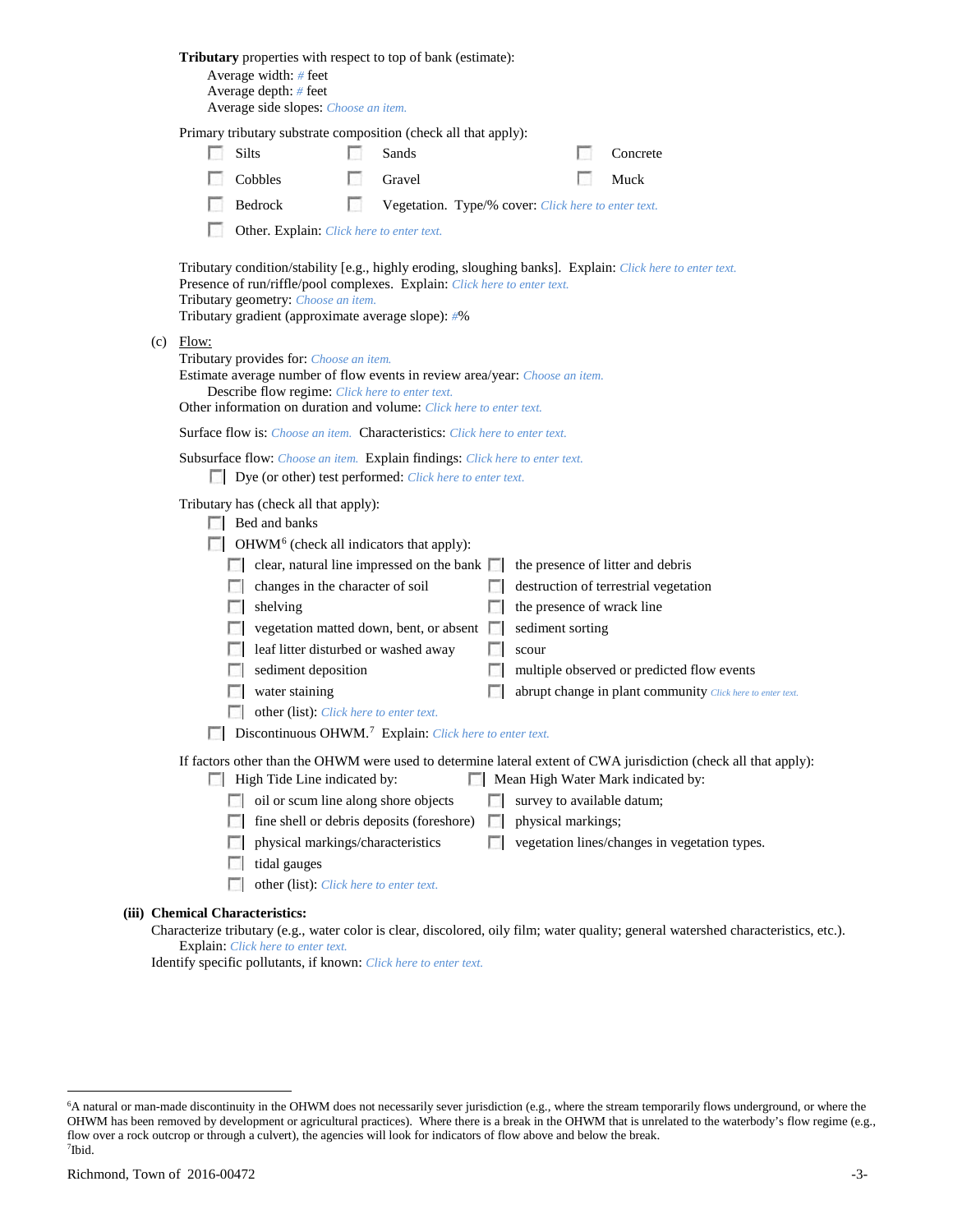**Tributary** properties with respect to top of bank (estimate):

Average width: # feet
Average depth: # feet
Average side slopes: *Choose an item.*

Primary tributary substrate composition (check all that apply):

- ☐ Silts
- ☐ Sands
- ☐ Concrete
- ☐ Cobbles
- ☐ Gravel
- ☐ Muck
- ☐ Bedrock
- ☐ Vegetation. Type/% cover: *Click here to enter text.*
- ☐ Other. Explain: *Click here to enter text.*

Tributary condition/stability [e.g., highly eroding, sloughing banks]. Explain: *Click here to enter text.*
Presence of run/riffle/pool complexes. Explain: *Click here to enter text.*
Tributary geometry: *Choose an item.*
Tributary gradient (approximate average slope): #%

(c) Flow:

Tributary provides for: *Choose an item.*
Estimate average number of flow events in review area/year: *Choose an item.*
Describe flow regime: *Click here to enter text.*
Other information on duration and volume: *Click here to enter text.*

Surface flow is: *Choose an item.* Characteristics: *Click here to enter text.*

Subsurface flow: *Choose an item.* Explain findings: *Click here to enter text.*

- ☐ Dye (or other) test performed: *Click here to enter text.*

Tributary has (check all that apply):

- ☐ Bed and banks
- ☐ OHWM[6] (check all indicators that apply):
  - ☐ clear, natural line impressed on the bank
  - ☐ changes in the character of soil
  - ☐ shelving
  - ☐ vegetation matted down, bent, or absent
  - ☐ leaf litter disturbed or washed away
  - ☐ sediment deposition
  - ☐ water staining
  - ☐ other (list): *Click here to enter text.*
  - ☐ the presence of litter and debris
  - ☐ destruction of terrestrial vegetation
  - ☐ the presence of wrack line
  - ☐ sediment sorting
  - ☐ scour
  - ☐ multiple observed or predicted flow events
  - ☐ abrupt change in plant community *Click here to enter text.*
- ☐ Discontinuous OHWM.[7] Explain: *Click here to enter text.*

If factors other than the OHWM were used to determine lateral extent of CWA jurisdiction (check all that apply):

- ☐ High Tide Line indicated by:
  - ☐ oil or scum line along shore objects
  - ☐ fine shell or debris deposits (foreshore)
  - ☐ physical markings/characteristics
  - ☐ tidal gauges
  - ☐ other (list): *Click here to enter text.*
- ☐ Mean High Water Mark indicated by:
  - ☐ survey to available datum;
  - ☐ physical markings;
  - ☐ vegetation lines/changes in vegetation types.

**(iii) Chemical Characteristics:**

Characterize tributary (e.g., water color is clear, discolored, oily film; water quality; general watershed characteristics, etc.).
Explain: *Click here to enter text.*
Identify specific pollutants, if known: *Click here to enter text.*

---

[6] A natural or man-made discontinuity in the OHWM does not necessarily sever jurisdiction (e.g., where the stream temporarily flows underground, or where the OHWM has been removed by development or agricultural practices). Where there is a break in the OHWM that is unrelated to the waterbody's flow regime (e.g., flow over a rock outcrop or through a culvert), the agencies will look for indicators of flow above and below the break.
[7] Ibid.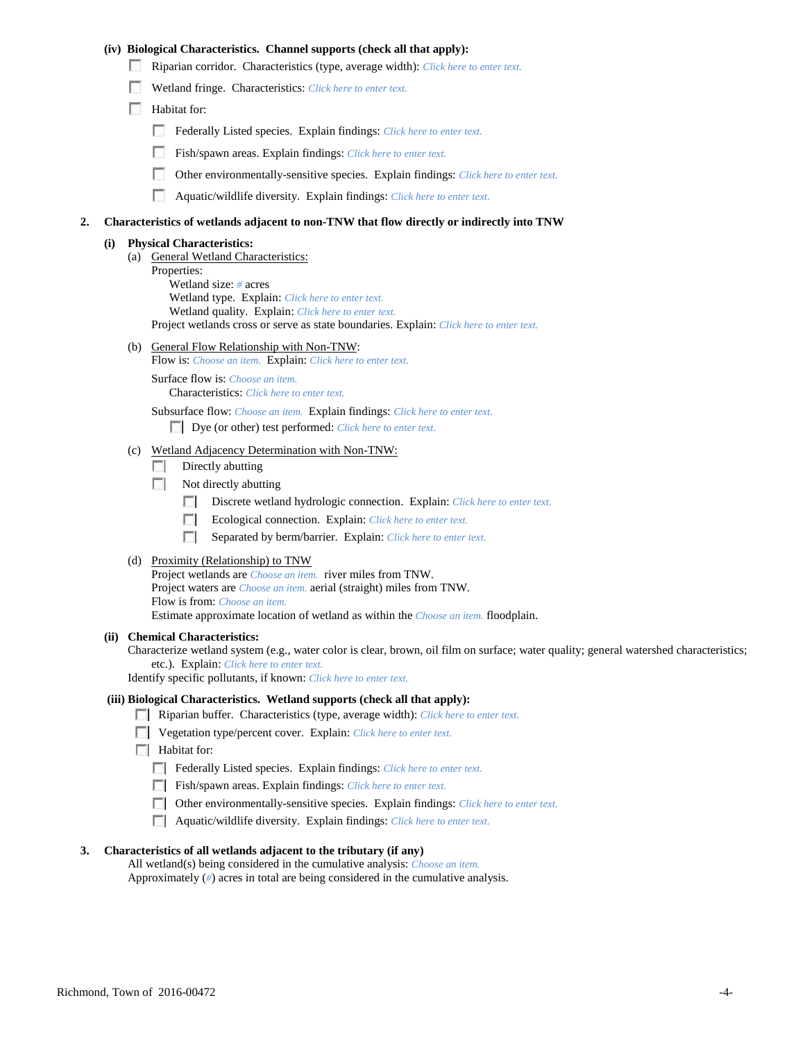**(iv) Biological Characteristics. Channel supports (check all that apply):**

- ☐ Riparian corridor. Characteristics (type, average width): *Click here to enter text.*
- ☐ Wetland fringe. Characteristics: *Click here to enter text.*
- ☐ Habitat for:
  - ☐ Federally Listed species. Explain findings: *Click here to enter text.*
  - ☐ Fish/spawn areas. Explain findings: *Click here to enter text.*
  - ☐ Other environmentally-sensitive species. Explain findings: *Click here to enter text.*
  - ☐ Aquatic/wildlife diversity. Explain findings: *Click here to enter text.*

**2. Characteristics of wetlands adjacent to non-TNW that flow directly or indirectly into TNW**

**(i) Physical Characteristics:**

(a) General Wetland Characteristics:

Properties:

Wetland size: *#* acres

Wetland type. Explain: *Click here to enter text.*

Wetland quality. Explain: *Click here to enter text.*

Project wetlands cross or serve as state boundaries. Explain: *Click here to enter text.*

(b) General Flow Relationship with Non-TNW:

Flow is: *Choose an item.* Explain: *Click here to enter text.*

Surface flow is: *Choose an item.*

Characteristics: *Click here to enter text.*

Subsurface flow: *Choose an item.* Explain findings: *Click here to enter text.*

- ☐ Dye (or other) test performed: *Click here to enter text.*

(c) Wetland Adjacency Determination with Non-TNW:

- ☐ Directly abutting
- ☐ Not directly abutting
  - ☐ Discrete wetland hydrologic connection. Explain: *Click here to enter text.*
  - ☐ Ecological connection. Explain: *Click here to enter text.*
  - ☐ Separated by berm/barrier. Explain: *Click here to enter text.*

(d) Proximity (Relationship) to TNW

Project wetlands are *Choose an item.* river miles from TNW.

Project waters are *Choose an item.* aerial (straight) miles from TNW.

Flow is from: *Choose an item.*

Estimate approximate location of wetland as within the *Choose an item.* floodplain.

**(ii) Chemical Characteristics:**

Characterize wetland system (e.g., water color is clear, brown, oil film on surface; water quality; general watershed characteristics; etc.). Explain: *Click here to enter text.*

Identify specific pollutants, if known: *Click here to enter text.*

**(iii) Biological Characteristics. Wetland supports (check all that apply):**

- ☐ Riparian buffer. Characteristics (type, average width): *Click here to enter text.*
- ☐ Vegetation type/percent cover. Explain: *Click here to enter text.*
- ☐ Habitat for:
  - ☐ Federally Listed species. Explain findings: *Click here to enter text.*
  - ☐ Fish/spawn areas. Explain findings: *Click here to enter text.*
  - ☐ Other environmentally-sensitive species. Explain findings: *Click here to enter text.*
  - ☐ Aquatic/wildlife diversity. Explain findings: *Click here to enter text.*

**3. Characteristics of all wetlands adjacent to the tributary (if any)**

All wetland(s) being considered in the cumulative analysis: *Choose an item.*

Approximately (*#*) acres in total are being considered in the cumulative analysis.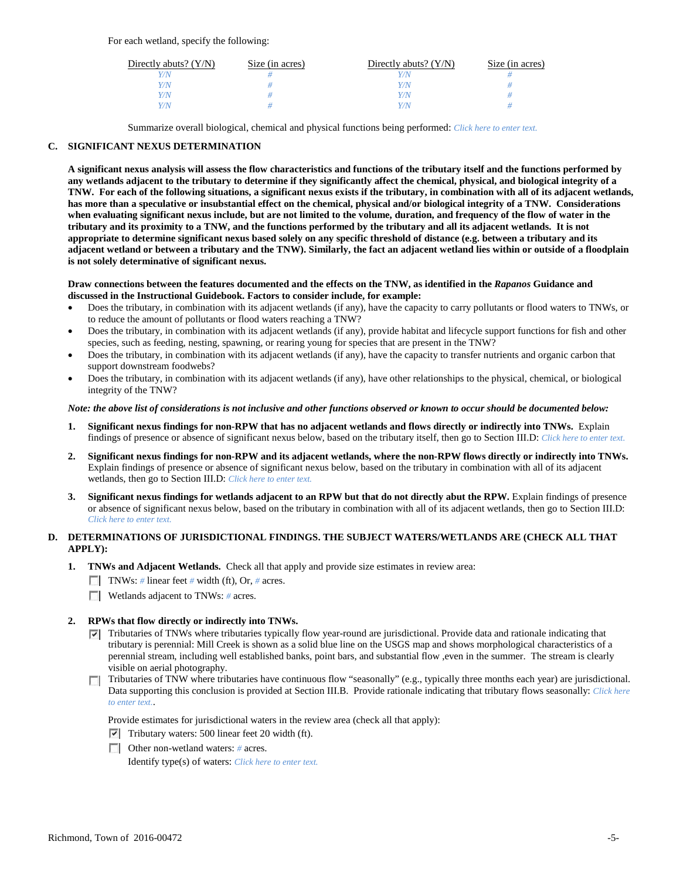For each wetland, specify the following:

| Directly abuts? (Y/N) | Size (in acres) | Directly abuts? (Y/N) | Size (in acres) |
|---|---|---|---|
| Y/N | # | Y/N | # |
| Y/N | # | Y/N | # |
| Y/N | # | Y/N | # |
| Y/N | # | Y/N | # |

Summarize overall biological, chemical and physical functions being performed: *Click here to enter text.*

## C. SIGNIFICANT NEXUS DETERMINATION

**A significant nexus analysis will assess the flow characteristics and functions of the tributary itself and the functions performed by any wetlands adjacent to the tributary to determine if they significantly affect the chemical, physical, and biological integrity of a TNW. For each of the following situations, a significant nexus exists if the tributary, in combination with all of its adjacent wetlands, has more than a speculative or insubstantial effect on the chemical, physical and/or biological integrity of a TNW. Considerations when evaluating significant nexus include, but are not limited to the volume, duration, and frequency of the flow of water in the tributary and its proximity to a TNW, and the functions performed by the tributary and all its adjacent wetlands. It is not appropriate to determine significant nexus based solely on any specific threshold of distance (e.g. between a tributary and its adjacent wetland or between a tributary and the TNW). Similarly, the fact an adjacent wetland lies within or outside of a floodplain is not solely determinative of significant nexus.**

**Draw connections between the features documented and the effects on the TNW, as identified in the *Rapanos* Guidance and discussed in the Instructional Guidebook. Factors to consider include, for example:**

- Does the tributary, in combination with its adjacent wetlands (if any), have the capacity to carry pollutants or flood waters to TNWs, or to reduce the amount of pollutants or flood waters reaching a TNW?
- Does the tributary, in combination with its adjacent wetlands (if any), provide habitat and lifecycle support functions for fish and other species, such as feeding, nesting, spawning, or rearing young for species that are present in the TNW?
- Does the tributary, in combination with its adjacent wetlands (if any), have the capacity to transfer nutrients and organic carbon that support downstream foodwebs?
- Does the tributary, in combination with its adjacent wetlands (if any), have other relationships to the physical, chemical, or biological integrity of the TNW?

***Note: the above list of considerations is not inclusive and other functions observed or known to occur should be documented below:***

1. **Significant nexus findings for non-RPW that has no adjacent wetlands and flows directly or indirectly into TNWs.** Explain findings of presence or absence of significant nexus below, based on the tributary itself, then go to Section III.D: *Click here to enter text.*

2. **Significant nexus findings for non-RPW and its adjacent wetlands, where the non-RPW flows directly or indirectly into TNWs.** Explain findings of presence or absence of significant nexus below, based on the tributary in combination with all of its adjacent wetlands, then go to Section III.D: *Click here to enter text.*

3. **Significant nexus findings for wetlands adjacent to an RPW but that do not directly abut the RPW.** Explain findings of presence or absence of significant nexus below, based on the tributary in combination with all of its adjacent wetlands, then go to Section III.D: *Click here to enter text.*

## D. DETERMINATIONS OF JURISDICTIONAL FINDINGS. THE SUBJECT WATERS/WETLANDS ARE (CHECK ALL THAT APPLY):

1. **TNWs and Adjacent Wetlands.** Check all that apply and provide size estimates in review area:
   - ☐ TNWs: # linear feet # width (ft), Or, # acres.
   - ☐ Wetlands adjacent to TNWs: # acres.

2. **RPWs that flow directly or indirectly into TNWs.**
   - ☑ Tributaries of TNWs where tributaries typically flow year-round are jurisdictional. Provide data and rationale indicating that tributary is perennial: Mill Creek is shown as a solid blue line on the USGS map and shows morphological characteristics of a perennial stream, including well established banks, point bars, and substantial flow ,even in the summer. The stream is clearly visible on aerial photography.
   - ☐ Tributaries of TNW where tributaries have continuous flow "seasonally" (e.g., typically three months each year) are jurisdictional. Data supporting this conclusion is provided at Section III.B. Provide rationale indicating that tributary flows seasonally: *Click here to enter text.*.

   Provide estimates for jurisdictional waters in the review area (check all that apply):
   - ☑ Tributary waters: 500 linear feet 20 width (ft).
   - ☐ Other non-wetland waters: # acres.

     Identify type(s) of waters: *Click here to enter text.*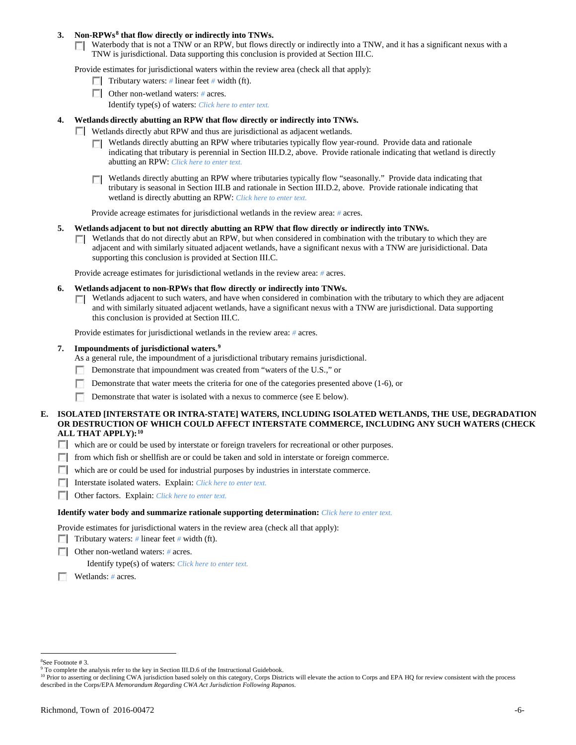**3. Non-RPWs[8] that flow directly or indirectly into TNWs.**

☐ Waterbody that is not a TNW or an RPW, but flows directly or indirectly into a TNW, and it has a significant nexus with a TNW is jurisdictional. Data supporting this conclusion is provided at Section III.C.

Provide estimates for jurisdictional waters within the review area (check all that apply):

☐ Tributary waters: # linear feet # width (ft).

☐ Other non-wetland waters: # acres.

Identify type(s) of waters: *Click here to enter text.*

**4. Wetlands directly abutting an RPW that flow directly or indirectly into TNWs.**

☐ Wetlands directly abut RPW and thus are jurisdictional as adjacent wetlands.

☐ Wetlands directly abutting an RPW where tributaries typically flow year-round. Provide data and rationale indicating that tributary is perennial in Section III.D.2, above. Provide rationale indicating that wetland is directly abutting an RPW: *Click here to enter text.*

☐ Wetlands directly abutting an RPW where tributaries typically flow "seasonally." Provide data indicating that tributary is seasonal in Section III.B and rationale in Section III.D.2, above. Provide rationale indicating that wetland is directly abutting an RPW: *Click here to enter text.*

Provide acreage estimates for jurisdictional wetlands in the review area: # acres.

**5. Wetlands adjacent to but not directly abutting an RPW that flow directly or indirectly into TNWs.**

☐ Wetlands that do not directly abut an RPW, but when considered in combination with the tributary to which they are adjacent and with similarly situated adjacent wetlands, have a significant nexus with a TNW are jurisidictional. Data supporting this conclusion is provided at Section III.C.

Provide acreage estimates for jurisdictional wetlands in the review area: # acres.

**6. Wetlands adjacent to non-RPWs that flow directly or indirectly into TNWs.**

☐ Wetlands adjacent to such waters, and have when considered in combination with the tributary to which they are adjacent and with similarly situated adjacent wetlands, have a significant nexus with a TNW are jurisdictional. Data supporting this conclusion is provided at Section III.C.

Provide estimates for jurisdictional wetlands in the review area: # acres.

**7. Impoundments of jurisdictional waters.[9]**

As a general rule, the impoundment of a jurisdictional tributary remains jurisdictional.

☐ Demonstrate that impoundment was created from "waters of the U.S.," or

☐ Demonstrate that water meets the criteria for one of the categories presented above (1-6), or

☐ Demonstrate that water is isolated with a nexus to commerce (see E below).

**E. ISOLATED [INTERSTATE OR INTRA-STATE] WATERS, INCLUDING ISOLATED WETLANDS, THE USE, DEGRADATION OR DESTRUCTION OF WHICH COULD AFFECT INTERSTATE COMMERCE, INCLUDING ANY SUCH WATERS (CHECK ALL THAT APPLY):[10]**

☐ which are or could be used by interstate or foreign travelers for recreational or other purposes.

☐ from which fish or shellfish are or could be taken and sold in interstate or foreign commerce.

☐ which are or could be used for industrial purposes by industries in interstate commerce.

☐ Interstate isolated waters. Explain: *Click here to enter text.*

☐ Other factors. Explain: *Click here to enter text.*

**Identify water body and summarize rationale supporting determination:** *Click here to enter text.*

Provide estimates for jurisdictional waters in the review area (check all that apply):

☐ Tributary waters: # linear feet # width (ft).

☐ Other non-wetland waters: # acres.

Identify type(s) of waters: *Click here to enter text.*

☐ Wetlands: # acres.

---

[8] See Footnote # 3.

[9] To complete the analysis refer to the key in Section III.D.6 of the Instructional Guidebook.

[10] Prior to asserting or declining CWA jurisdiction based solely on this category, Corps Districts will elevate the action to Corps and EPA HQ for review consistent with the process described in the Corps/EPA *Memorandum Regarding CWA Act Jurisdiction Following Rapanos.*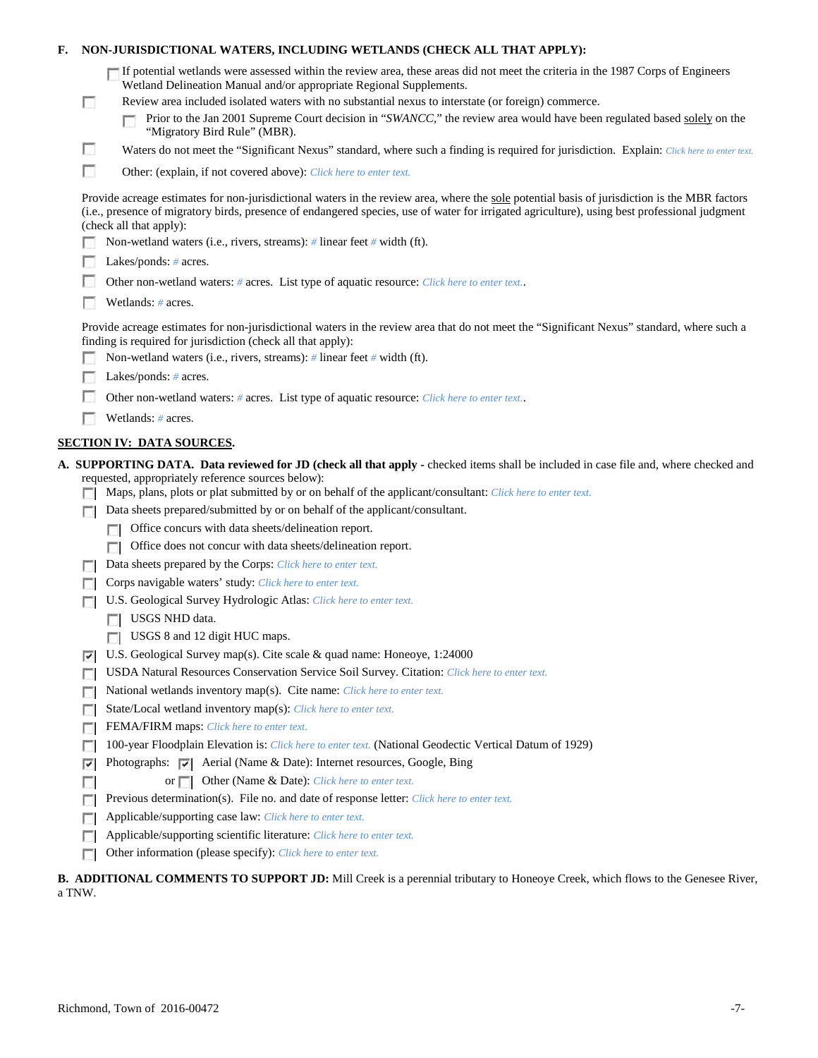**F. NON-JURISDICTIONAL WATERS, INCLUDING WETLANDS (CHECK ALL THAT APPLY):**

- ☐ If potential wetlands were assessed within the review area, these areas did not meet the criteria in the 1987 Corps of Engineers Wetland Delineation Manual and/or appropriate Regional Supplements.
- ☐ Review area included isolated waters with no substantial nexus to interstate (or foreign) commerce.
  - ☐ Prior to the Jan 2001 Supreme Court decision in "*SWANCC*," the review area would have been regulated based solely on the "Migratory Bird Rule" (MBR).
- ☐ Waters do not meet the "Significant Nexus" standard, where such a finding is required for jurisdiction. Explain: *Click here to enter text.*
- ☐ Other: (explain, if not covered above): *Click here to enter text.*

Provide acreage estimates for non-jurisdictional waters in the review area, where the sole potential basis of jurisdiction is the MBR factors (i.e., presence of migratory birds, presence of endangered species, use of water for irrigated agriculture), using best professional judgment (check all that apply):

- ☐ Non-wetland waters (i.e., rivers, streams): *#* linear feet *#* width (ft).
- ☐ Lakes/ponds: *#* acres.
- ☐ Other non-wetland waters: *#* acres. List type of aquatic resource: *Click here to enter text.*.
- ☐ Wetlands: *#* acres.

Provide acreage estimates for non-jurisdictional waters in the review area that do not meet the "Significant Nexus" standard, where such a finding is required for jurisdiction (check all that apply):

- ☐ Non-wetland waters (i.e., rivers, streams): *#* linear feet *#* width (ft).
- ☐ Lakes/ponds: *#* acres.
- ☐ Other non-wetland waters: *#* acres. List type of aquatic resource: *Click here to enter text.*.
- ☐ Wetlands: *#* acres.

## SECTION IV: DATA SOURCES.

**A. SUPPORTING DATA. Data reviewed for JD (check all that apply** - checked items shall be included in case file and, where checked and requested, appropriately reference sources below):

- ☐ Maps, plans, plots or plat submitted by or on behalf of the applicant/consultant: *Click here to enter text.*
- ☐ Data sheets prepared/submitted by or on behalf of the applicant/consultant.
  - ☐ Office concurs with data sheets/delineation report.
  - ☐ Office does not concur with data sheets/delineation report.
- ☐ Data sheets prepared by the Corps: *Click here to enter text.*
- ☐ Corps navigable waters' study: *Click here to enter text.*
- ☐ U.S. Geological Survey Hydrologic Atlas: *Click here to enter text.*
  - ☐ USGS NHD data.
  - ☐ USGS 8 and 12 digit HUC maps.
- ☑ U.S. Geological Survey map(s). Cite scale & quad name: Honeoye, 1:24000
- ☐ USDA Natural Resources Conservation Service Soil Survey. Citation: *Click here to enter text.*
- ☐ National wetlands inventory map(s). Cite name: *Click here to enter text.*
- ☐ State/Local wetland inventory map(s): *Click here to enter text.*
- ☐ FEMA/FIRM maps: *Click here to enter text.*
- ☐ 100-year Floodplain Elevation is: *Click here to enter text.* (National Geodectic Vertical Datum of 1929)
- ☑ Photographs: ☑ Aerial (Name & Date): Internet resources, Google, Bing
- ☐ or ☐ Other (Name & Date): *Click here to enter text.*
- ☐ Previous determination(s). File no. and date of response letter: *Click here to enter text.*
- ☐ Applicable/supporting case law: *Click here to enter text.*
- ☐ Applicable/supporting scientific literature: *Click here to enter text.*
- ☐ Other information (please specify): *Click here to enter text.*

**B. ADDITIONAL COMMENTS TO SUPPORT JD:** Mill Creek is a perennial tributary to Honeoye Creek, which flows to the Genesee River, a TNW.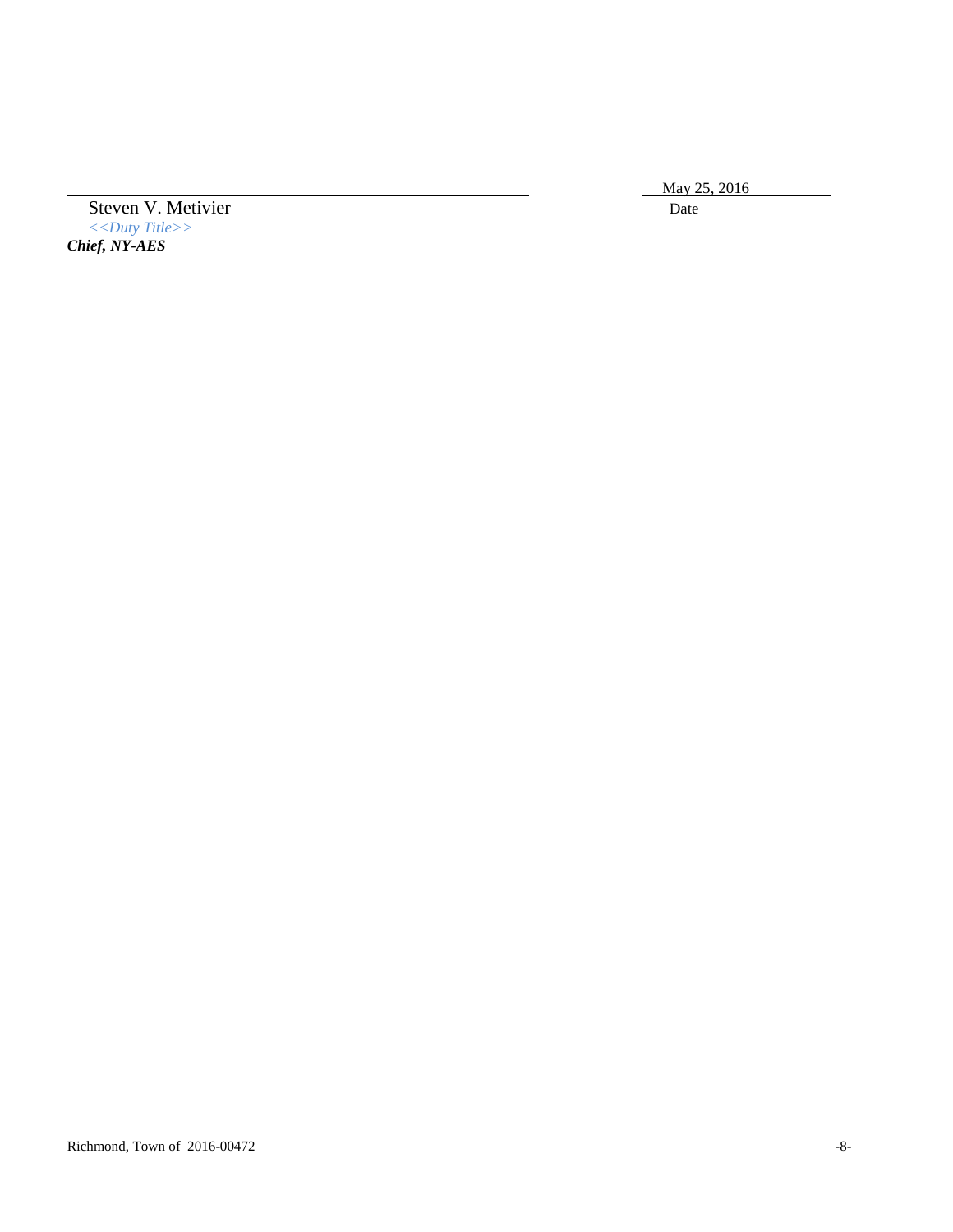Steven V. Metivier

*<<Duty Title>>*

***Chief, NY-AES***

May 25, 2016

Date